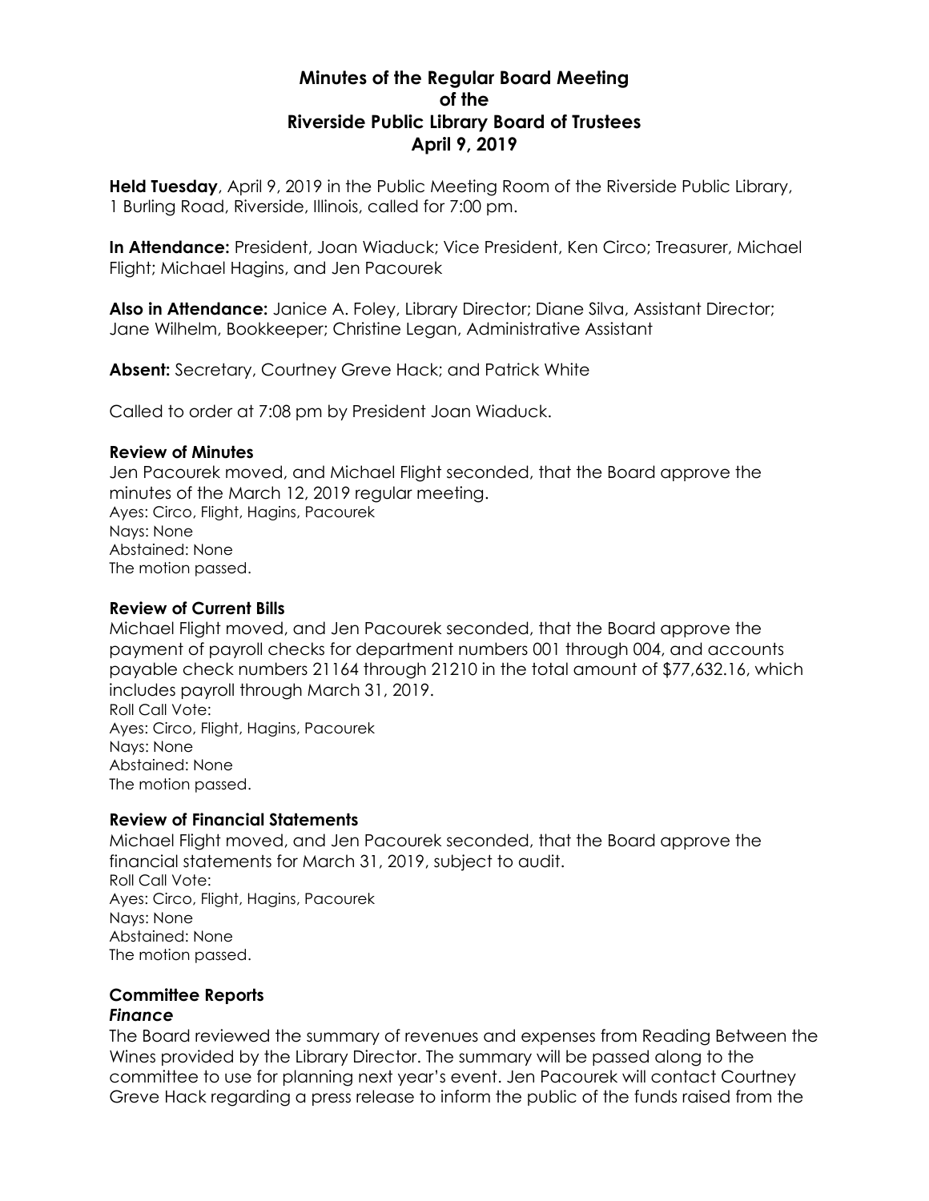# Minutes of the Regular Board Meeting of the Riverside Public Library Board of Trustees April 9, 2019

**Held Tuesday**, April 9, 2019 in the Public Meeting Room of the Riverside Public Library, 1 Burling Road, Riverside, Illinois, called for 7:00 pm.

**In Attendance:** President, Joan Wiaduck; Vice President, Ken Circo; Treasurer, Michael Flight; Michael Hagins, and Jen Pacourek

**Also in Attendance:** Janice A. Foley, Library Director; Diane Silva, Assistant Director; Jane Wilhelm, Bookkeeper; Christine Legan, Administrative Assistant

**Absent:** Secretary, Courtney Greve Hack; and Patrick White

Called to order at 7:08 pm by President Joan Wiaduck.

### Review of Minutes

Jen Pacourek moved, and Michael Flight seconded, that the Board approve the minutes of the March 12, 2019 regular meeting.
Ayes: Circo, Flight, Hagins, Pacourek
Nays: None
Abstained: None
The motion passed.

### Review of Current Bills

Michael Flight moved, and Jen Pacourek seconded, that the Board approve the payment of payroll checks for department numbers 001 through 004, and accounts payable check numbers 21164 through 21210 in the total amount of $77,632.16, which includes payroll through March 31, 2019.
Roll Call Vote:
Ayes: Circo, Flight, Hagins, Pacourek
Nays: None
Abstained: None
The motion passed.

### Review of Financial Statements

Michael Flight moved, and Jen Pacourek seconded, that the Board approve the financial statements for March 31, 2019, subject to audit.
Roll Call Vote:
Ayes: Circo, Flight, Hagins, Pacourek
Nays: None
Abstained: None
The motion passed.

### Committee Reports

#### *Finance*

The Board reviewed the summary of revenues and expenses from Reading Between the Wines provided by the Library Director. The summary will be passed along to the committee to use for planning next year's event. Jen Pacourek will contact Courtney Greve Hack regarding a press release to inform the public of the funds raised from the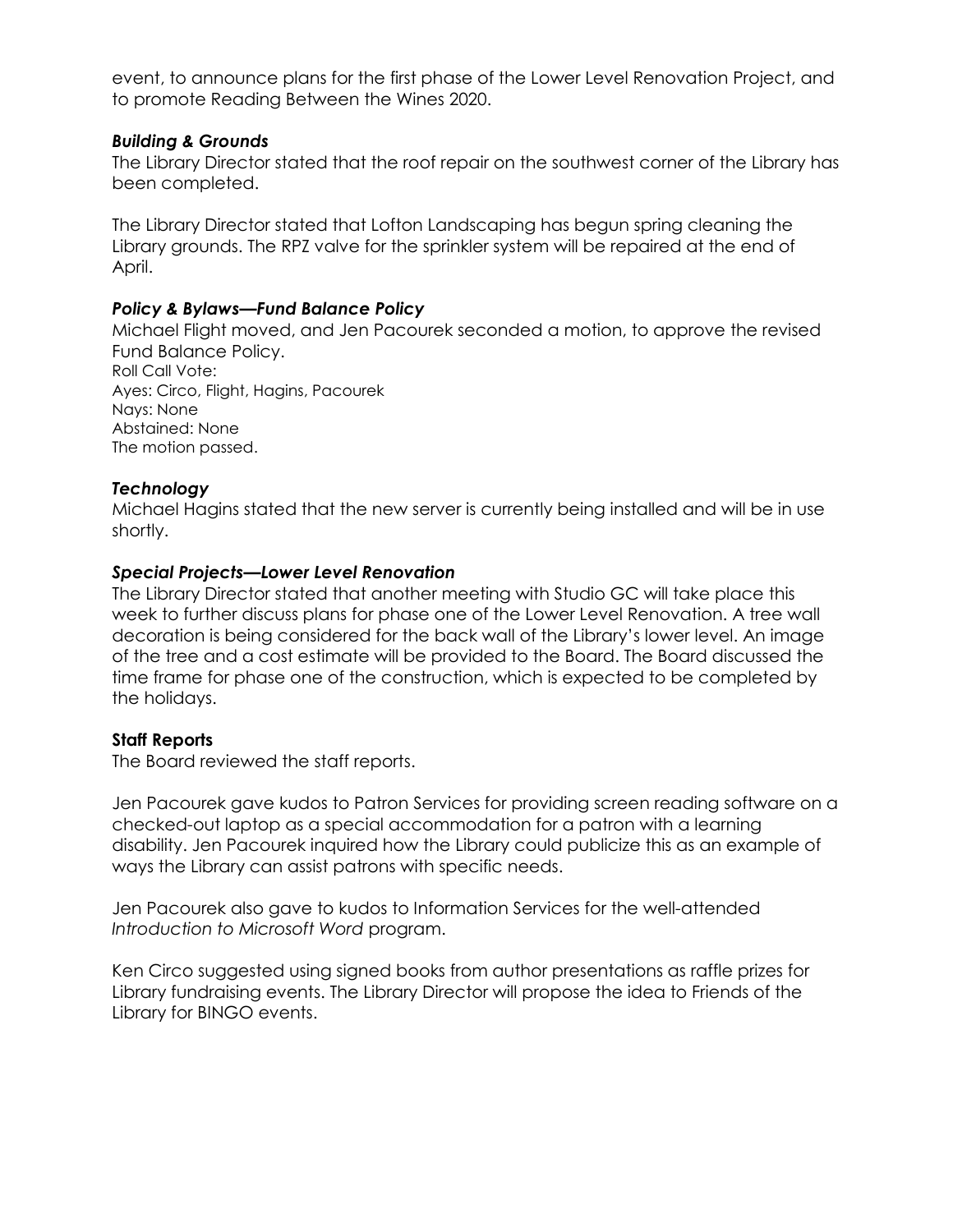event, to announce plans for the first phase of the Lower Level Renovation Project, and to promote Reading Between the Wines 2020.

***Building & Grounds***

The Library Director stated that the roof repair on the southwest corner of the Library has been completed.

The Library Director stated that Lofton Landscaping has begun spring cleaning the Library grounds. The RPZ valve for the sprinkler system will be repaired at the end of April.

***Policy & Bylaws—Fund Balance Policy***

Michael Flight moved, and Jen Pacourek seconded a motion, to approve the revised Fund Balance Policy.
Roll Call Vote:
Ayes: Circo, Flight, Hagins, Pacourek
Nays: None
Abstained: None
The motion passed.

***Technology***

Michael Hagins stated that the new server is currently being installed and will be in use shortly.

***Special Projects—Lower Level Renovation***

The Library Director stated that another meeting with Studio GC will take place this week to further discuss plans for phase one of the Lower Level Renovation. A tree wall decoration is being considered for the back wall of the Library's lower level. An image of the tree and a cost estimate will be provided to the Board. The Board discussed the time frame for phase one of the construction, which is expected to be completed by the holidays.

**Staff Reports**

The Board reviewed the staff reports.

Jen Pacourek gave kudos to Patron Services for providing screen reading software on a checked-out laptop as a special accommodation for a patron with a learning disability. Jen Pacourek inquired how the Library could publicize this as an example of ways the Library can assist patrons with specific needs.

Jen Pacourek also gave to kudos to Information Services for the well-attended *Introduction to Microsoft Word* program.

Ken Circo suggested using signed books from author presentations as raffle prizes for Library fundraising events. The Library Director will propose the idea to Friends of the Library for BINGO events.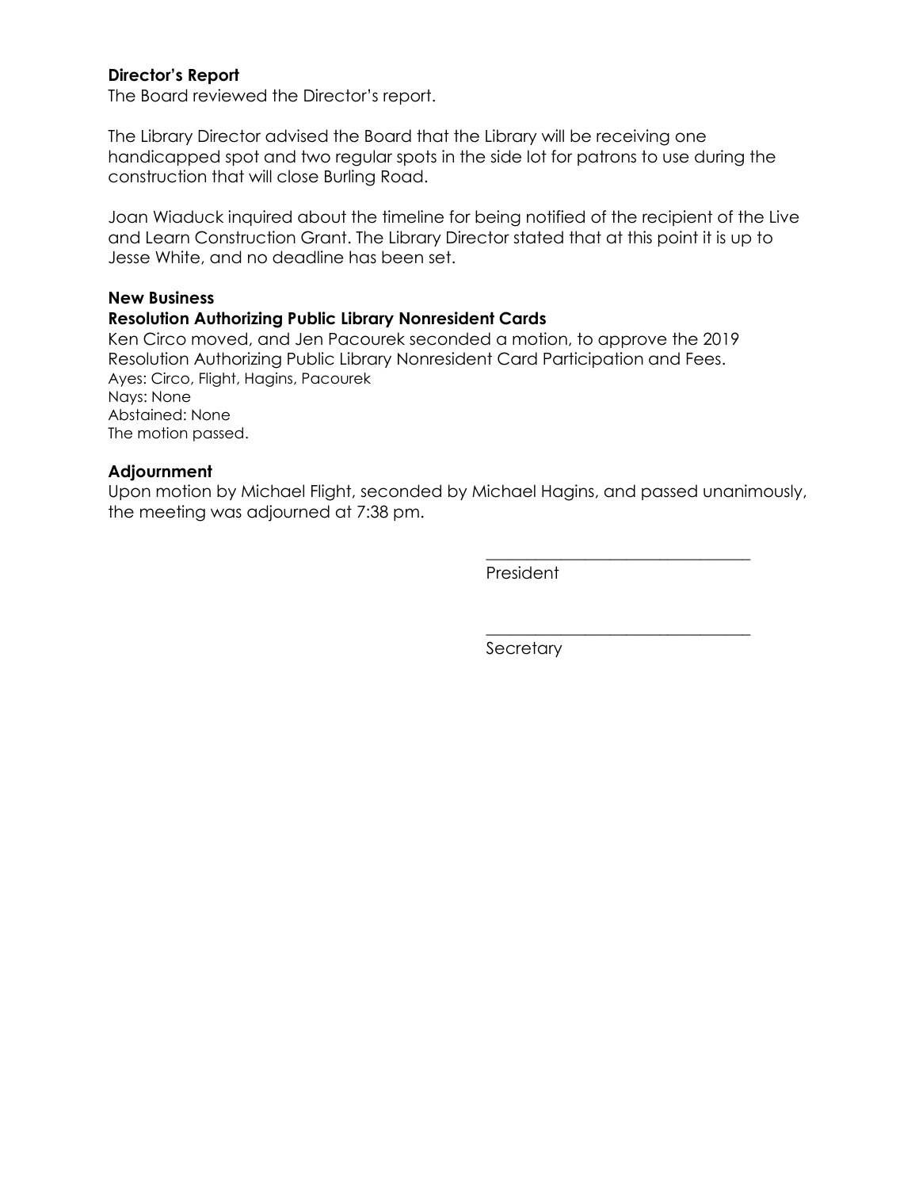**Director's Report**

The Board reviewed the Director's report.

The Library Director advised the Board that the Library will be receiving one handicapped spot and two regular spots in the side lot for patrons to use during the construction that will close Burling Road.

Joan Wiaduck inquired about the timeline for being notified of the recipient of the Live and Learn Construction Grant. The Library Director stated that at this point it is up to Jesse White, and no deadline has been set.

**New Business**

**Resolution Authorizing Public Library Nonresident Cards**

Ken Circo moved, and Jen Pacourek seconded a motion, to approve the 2019 Resolution Authorizing Public Library Nonresident Card Participation and Fees.
Ayes: Circo, Flight, Hagins, Pacourek
Nays: None
Abstained: None
The motion passed.

**Adjournment**

Upon motion by Michael Flight, seconded by Michael Hagins, and passed unanimously, the meeting was adjourned at 7:38 pm.

\_\_\_\_\_\_\_\_\_\_\_\_\_\_\_\_\_\_\_\_\_\_\_\_\_\_\_\_\_\_\_\_
President

\_\_\_\_\_\_\_\_\_\_\_\_\_\_\_\_\_\_\_\_\_\_\_\_\_\_\_\_\_\_\_\_
Secretary